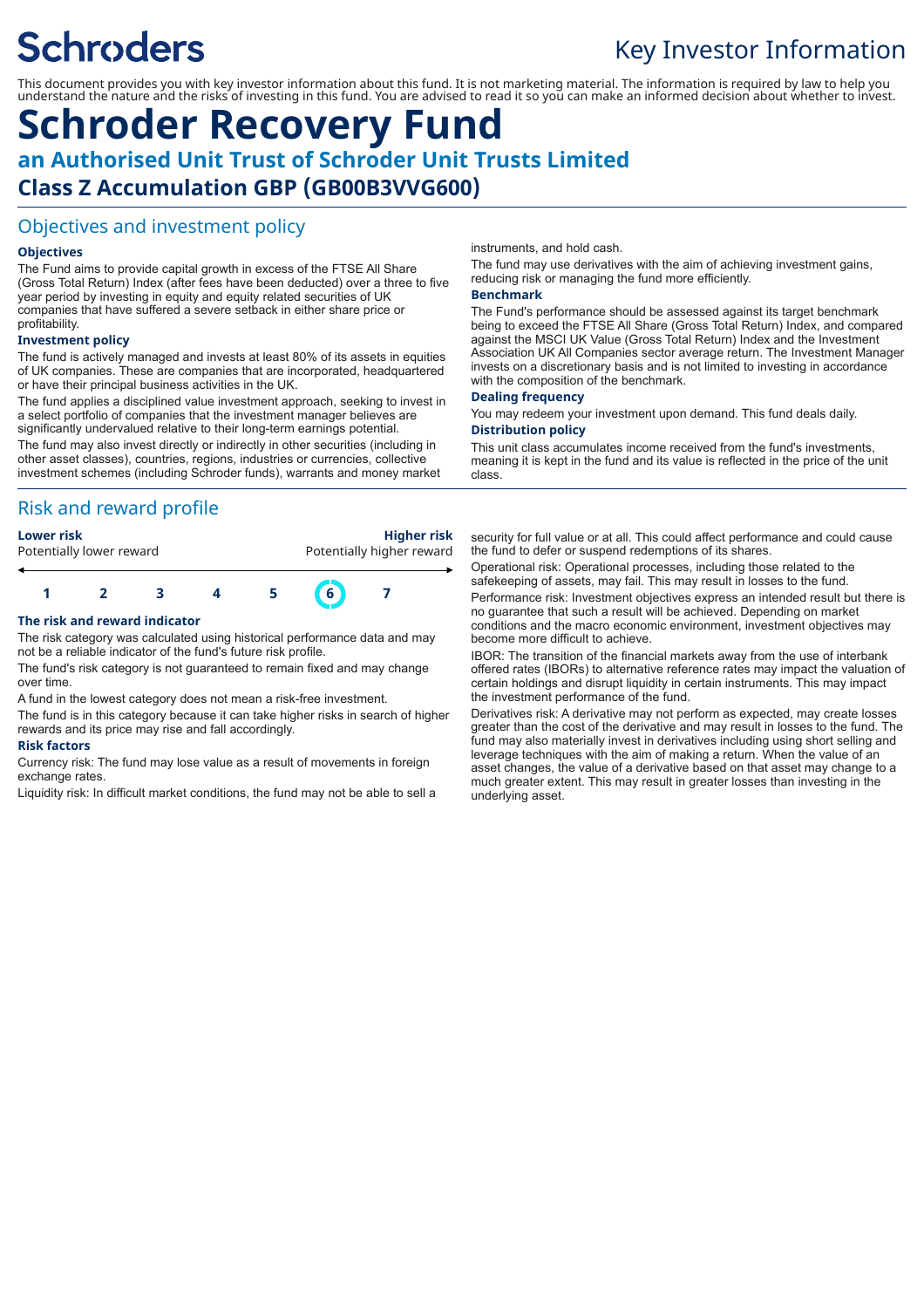Schroders

Key Investor Information

This document provides you with key investor information about this fund. It is not marketing material. The information is required by law to help you understand the nature and the risks of investing in this fund. You are advised to read it so you can make an informed decision about whether to invest.

# Schroder Recovery Fund

## an Authorised Unit Trust of Schroder Unit Trusts Limited

## Class Z Accumulation GBP (GB00B3VVG600)

## Objectives and investment policy

### Objectives

The Fund aims to provide capital growth in excess of the FTSE All Share (Gross Total Return) Index (after fees have been deducted) over a three to five year period by investing in equity and equity related securities of UK companies that have suffered a severe setback in either share price or profitability.

### Investment policy

The fund is actively managed and invests at least 80% of its assets in equities of UK companies. These are companies that are incorporated, headquartered or have their principal business activities in the UK.

The fund applies a disciplined value investment approach, seeking to invest in a select portfolio of companies that the investment manager believes are significantly undervalued relative to their long-term earnings potential.

The fund may also invest directly or indirectly in other securities (including in other asset classes), countries, regions, industries or currencies, collective investment schemes (including Schroder funds), warrants and money market instruments, and hold cash.

The fund may use derivatives with the aim of achieving investment gains, reducing risk or managing the fund more efficiently.

### Benchmark

The Fund's performance should be assessed against its target benchmark being to exceed the FTSE All Share (Gross Total Return) Index, and compared against the MSCI UK Value (Gross Total Return) Index and the Investment Association UK All Companies sector average return. The Investment Manager invests on a discretionary basis and is not limited to investing in accordance with the composition of the benchmark.

### Dealing frequency

You may redeem your investment upon demand. This fund deals daily.

### Distribution policy

This unit class accumulates income received from the fund's investments, meaning it is kept in the fund and its value is reflected in the price of the unit class.

## Risk and reward profile

| **Lower risk** Potentially lower reward | | | | | | **Higher risk** Potentially higher reward |
|---|---|---|---|---|---|---|
| 1 | 2 | 3 | 4 | 5 | **6** | 7 |

### The risk and reward indicator

The risk category was calculated using historical performance data and may not be a reliable indicator of the fund's future risk profile.

The fund's risk category is not guaranteed to remain fixed and may change over time.

A fund in the lowest category does not mean a risk-free investment.

The fund is in this category because it can take higher risks in search of higher rewards and its price may rise and fall accordingly.

### Risk factors

Currency risk: The fund may lose value as a result of movements in foreign exchange rates.

Liquidity risk: In difficult market conditions, the fund may not be able to sell a security for full value or at all. This could affect performance and could cause the fund to defer or suspend redemptions of its shares.

Operational risk: Operational processes, including those related to the safekeeping of assets, may fail. This may result in losses to the fund.

Performance risk: Investment objectives express an intended result but there is no guarantee that such a result will be achieved. Depending on market conditions and the macro economic environment, investment objectives may become more difficult to achieve.

IBOR: The transition of the financial markets away from the use of interbank offered rates (IBORs) to alternative reference rates may impact the valuation of certain holdings and disrupt liquidity in certain instruments. This may impact the investment performance of the fund.

Derivatives risk: A derivative may not perform as expected, may create losses greater than the cost of the derivative and may result in losses to the fund. The fund may also materially invest in derivatives including using short selling and leverage techniques with the aim of making a return. When the value of an asset changes, the value of a derivative based on that asset may change to a much greater extent. This may result in greater losses than investing in the underlying asset.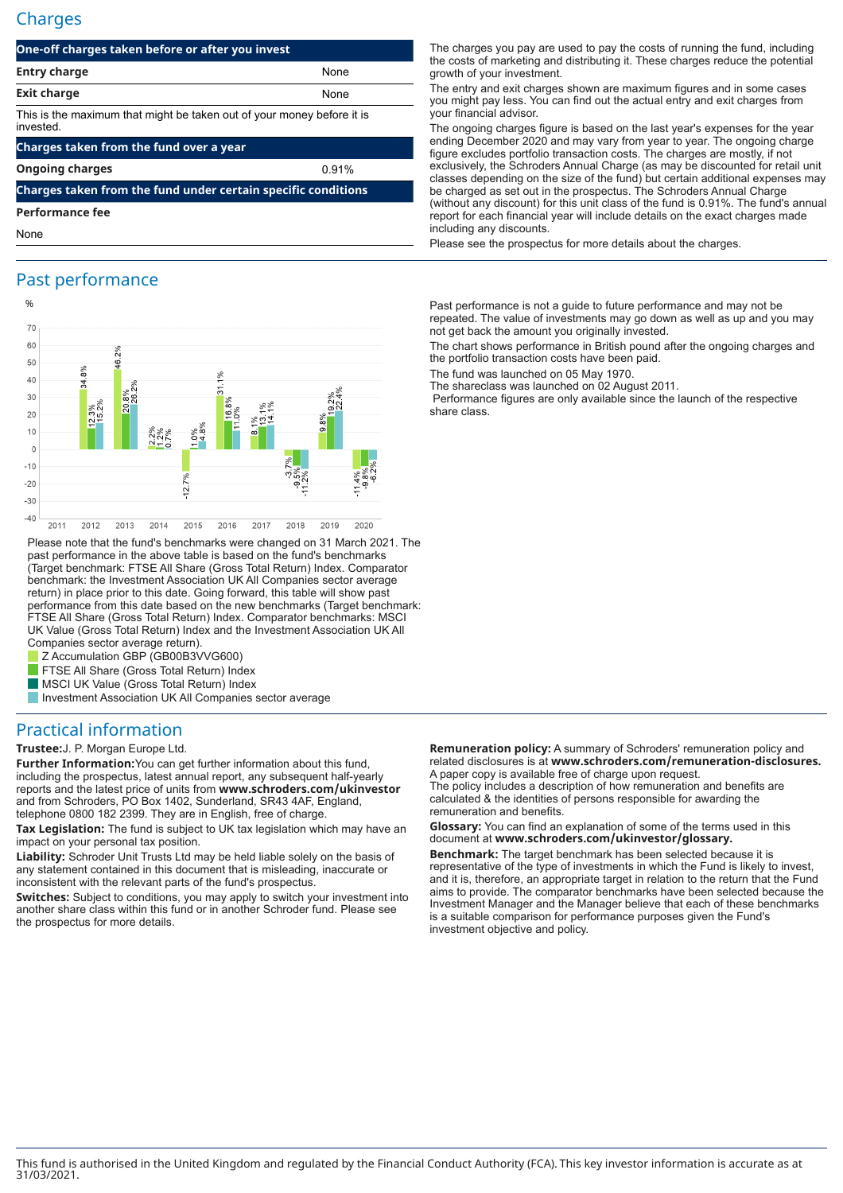## Charges

| One-off charges taken before or after you invest | |
|---|---|
| **Entry charge** | None |
| **Exit charge** | None |
| This is the maximum that might be taken out of your money before it is invested. | |
| **Charges taken from the fund over a year** | |
| **Ongoing charges** | 0.91% |
| **Charges taken from the fund under certain specific conditions** | |
| **Performance fee** | |
| None | |

The charges you pay are used to pay the costs of running the fund, including the costs of marketing and distributing it. These charges reduce the potential growth of your investment.

The entry and exit charges shown are maximum figures and in some cases you might pay less. You can find out the actual entry and exit charges from your financial advisor.

The ongoing charges figure is based on the last year's expenses for the year ending December 2020 and may vary from year to year. The ongoing charge figure excludes portfolio transaction costs. The charges are mostly, if not exclusively, the Schroders Annual Charge (as may be discounted for retail unit classes depending on the size of the fund) but certain additional expenses may be charged as set out in the prospectus. The Schroders Annual Charge (without any discount) for this unit class of the fund is 0.91%. The fund's annual report for each financial year will include details on the exact charges made including any discounts.

Please see the prospectus for more details about the charges.

## Past performance

%

70
60
50
40
30
20
10
0
-10
-20
-30
-40

2011 2012 2013 2014 2015 2016 2017 2018 2019 2020

34.8% 12.3% 15.2%
46.2% 20.8% 26.2%
2.2% 1.2% 0.7%
-12.7% 1.0% 4.8%
31.1% 16.8% 11.0%
8.1% 13.1% 14.1%
-3.7% -9.5% -11.2%
9.8% 19.2% 22.4%
-11.4% -9.8% -6.2%

Please note that the fund's benchmarks were changed on 31 March 2021. The past performance in the above table is based on the fund's benchmarks (Target benchmark: FTSE All Share (Gross Total Return) Index. Comparator benchmark: the Investment Association UK All Companies sector average return) in place prior to this date. Going forward, this table will show past performance from this date based on the new benchmarks (Target benchmark: FTSE All Share (Gross Total Return) Index. Comparator benchmarks: MSCI UK Value (Gross Total Return) Index and the Investment Association UK All Companies sector average return).

Z Accumulation GBP (GB00B3VVG600)
FTSE All Share (Gross Total Return) Index
MSCI UK Value (Gross Total Return) Index
Investment Association UK All Companies sector average

Past performance is not a guide to future performance and may not be repeated. The value of investments may go down as well as up and you may not get back the amount you originally invested.

The chart shows performance in British pound after the ongoing charges and the portfolio transaction costs have been paid.

The fund was launched on 05 May 1970.
The shareclass was launched on 02 August 2011.
Performance figures are only available since the launch of the respective share class.

## Practical information

**Trustee:** J. P. Morgan Europe Ltd.

**Further Information:** You can get further information about this fund, including the prospectus, latest annual report, any subsequent half-yearly reports and the latest price of units from **www.schroders.com/ukinvestor** and from Schroders, PO Box 1402, Sunderland, SR43 4AF, England, telephone 0800 182 2399. They are in English, free of charge.

**Tax Legislation:** The fund is subject to UK tax legislation which may have an impact on your personal tax position.

**Liability:** Schroder Unit Trusts Ltd may be held liable solely on the basis of any statement contained in this document that is misleading, inaccurate or inconsistent with the relevant parts of the fund's prospectus.

**Switches:** Subject to conditions, you may apply to switch your investment into another share class within this fund or in another Schroder fund. Please see the prospectus for more details.

**Remuneration policy:** A summary of Schroders' remuneration policy and related disclosures is at **www.schroders.com/remuneration-disclosures.** A paper copy is available free of charge upon request. The policy includes a description of how remuneration and benefits are calculated & the identities of persons responsible for awarding the remuneration and benefits.

**Glossary:** You can find an explanation of some of the terms used in this document at **www.schroders.com/ukinvestor/glossary.**

**Benchmark:** The target benchmark has been selected because it is representative of the type of investments in which the Fund is likely to invest, and it is, therefore, an appropriate target in relation to the return that the Fund aims to provide. The comparator benchmarks have been selected because the Investment Manager and the Manager believe that each of these benchmarks is a suitable comparison for performance purposes given the Fund's investment objective and policy.

This fund is authorised in the United Kingdom and regulated by the Financial Conduct Authority (FCA). This key investor information is accurate as at 31/03/2021.